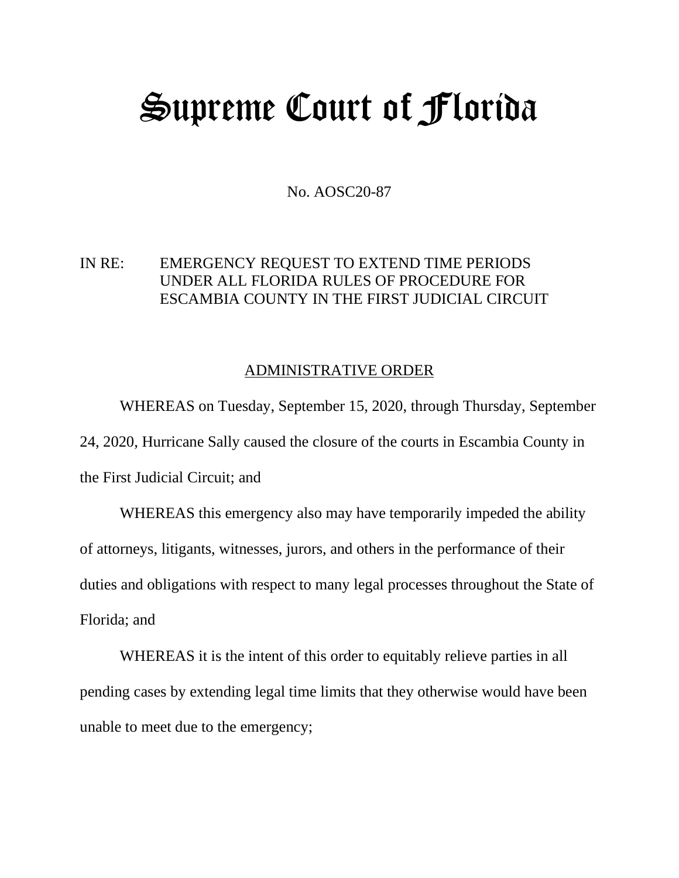# Supreme Court of Florida

No. AOSC20-87

IN RE: EMERGENCY REQUEST TO EXTEND TIME PERIODS UNDER ALL FLORIDA RULES OF PROCEDURE FOR ESCAMBIA COUNTY IN THE FIRST JUDICIAL CIRCUIT

## ADMINISTRATIVE ORDER

WHEREAS on Tuesday, September 15, 2020, through Thursday, September 24, 2020, Hurricane Sally caused the closure of the courts in Escambia County in the First Judicial Circuit; and

WHEREAS this emergency also may have temporarily impeded the ability of attorneys, litigants, witnesses, jurors, and others in the performance of their duties and obligations with respect to many legal processes throughout the State of Florida; and

WHEREAS it is the intent of this order to equitably relieve parties in all pending cases by extending legal time limits that they otherwise would have been unable to meet due to the emergency;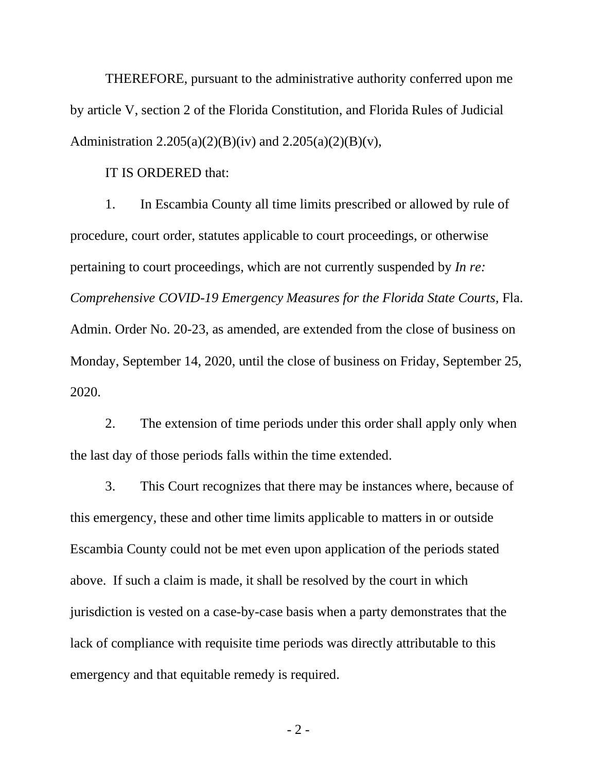THEREFORE, pursuant to the administrative authority conferred upon me by article V, section 2 of the Florida Constitution, and Florida Rules of Judicial Administration 2.205(a)(2)(B)(iv) and 2.205(a)(2)(B)(v),

IT IS ORDERED that:

1. In Escambia County all time limits prescribed or allowed by rule of procedure, court order, statutes applicable to court proceedings, or otherwise pertaining to court proceedings, which are not currently suspended by *In re: Comprehensive COVID-19 Emergency Measures for the Florida State Courts*, Fla. Admin. Order No. 20-23, as amended, are extended from the close of business on Monday, September 14, 2020, until the close of business on Friday, September 25, 2020.

2. The extension of time periods under this order shall apply only when the last day of those periods falls within the time extended.

3. This Court recognizes that there may be instances where, because of this emergency, these and other time limits applicable to matters in or outside Escambia County could not be met even upon application of the periods stated above. If such a claim is made, it shall be resolved by the court in which jurisdiction is vested on a case-by-case basis when a party demonstrates that the lack of compliance with requisite time periods was directly attributable to this emergency and that equitable remedy is required.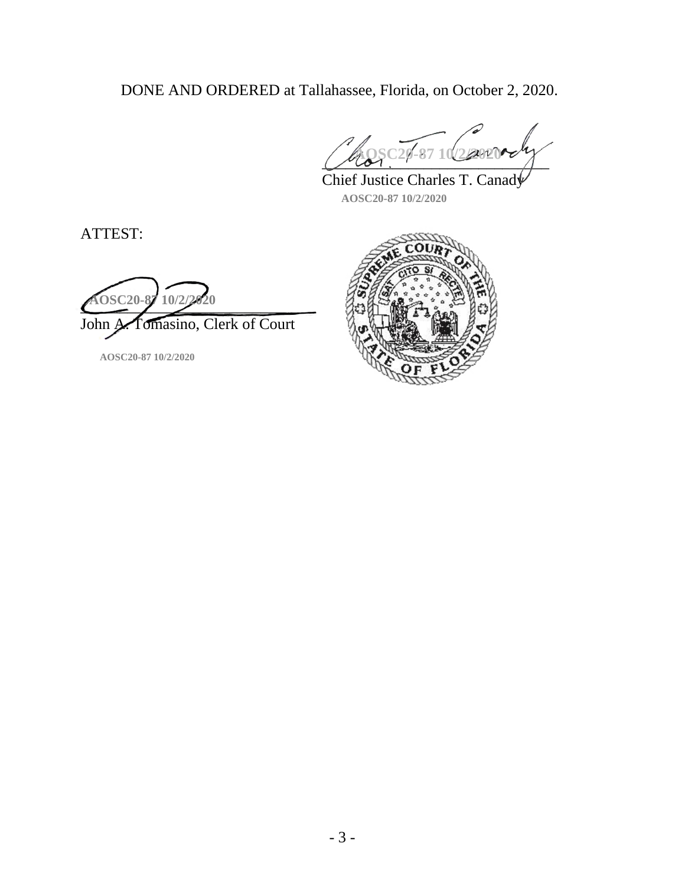DONE AND ORDERED at Tallahassee, Florida, on October 2, 2020.

AOSC20-87 10/2/2020

Chief Justice Charles T. Canady

AOSC20-87 10/2/2020

ATTEST:

AOSC20-87 10/2/2020

John A. Tomasino, Clerk of Court

AOSC20-87 10/2/2020